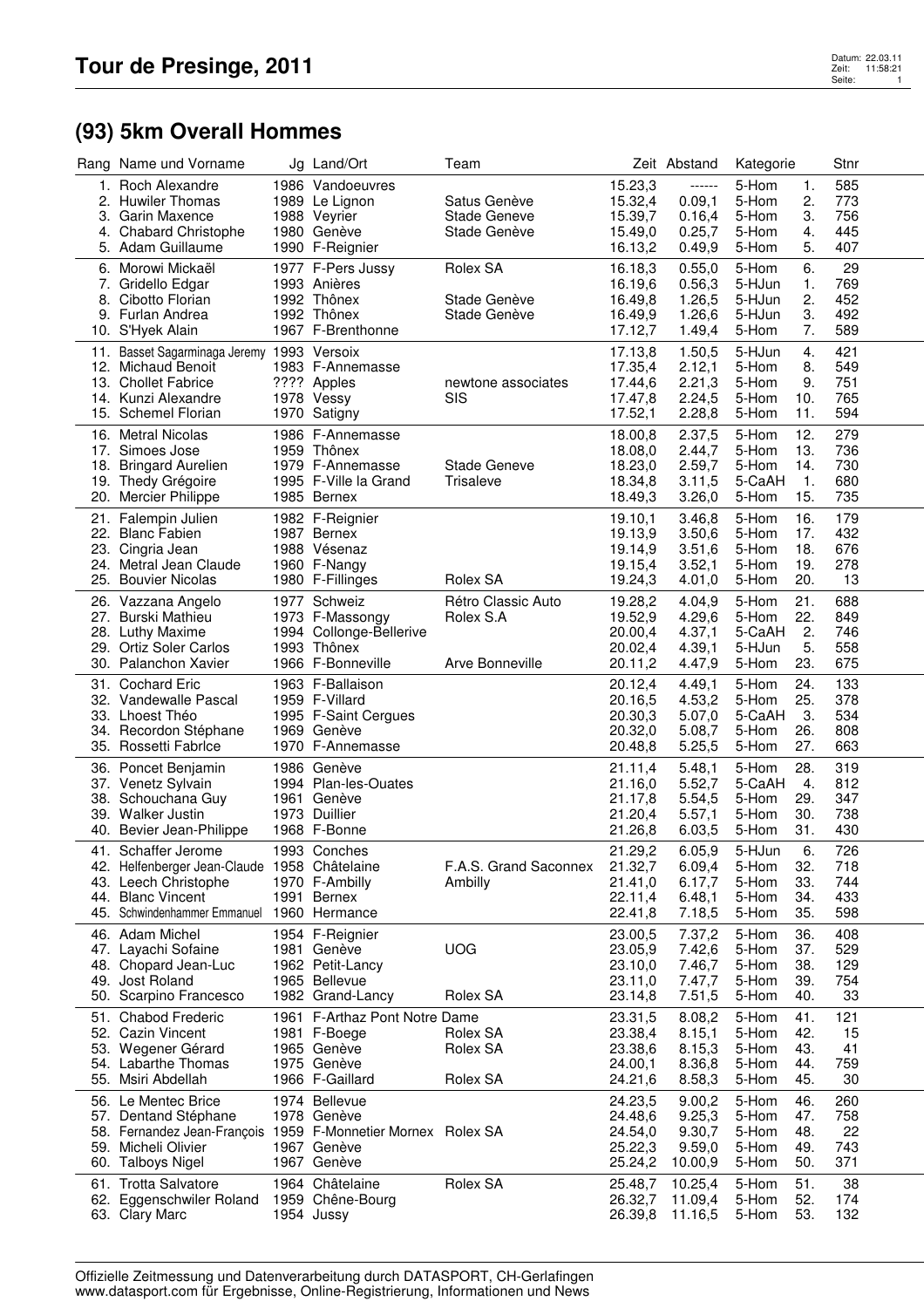# Tour de Presinge, 2011

## (93) 5km Overall Hommes

| Rang | Name und Vorname | Jg | Land/Ort | Team | Zeit | Abstand | Kategorie | | Stnr |
|---|---|---|---|---|---|---|---|---|---|
| 1. | Roch Alexandre | 1986 | Vandoeuvres | | 15.23,3 | ------ | 5-Hom | 1. | 585 |
| 2. | Huwiler Thomas | 1989 | Le Lignon | Satus Genève | 15.32,4 | 0.09,1 | 5-Hom | 2. | 773 |
| 3. | Garin Maxence | 1988 | Veyrier | Stade Geneve | 15.39,7 | 0.16,4 | 5-Hom | 3. | 756 |
| 4. | Chabard Christophe | 1980 | Genève | Stade Genève | 15.49,0 | 0.25,7 | 5-Hom | 4. | 445 |
| 5. | Adam Guillaume | 1990 | F-Reignier | | 16.13,2 | 0.49,9 | 5-Hom | 5. | 407 |
| 6. | Morowi Mickaël | 1977 | F-Pers Jussy | Rolex SA | 16.18,3 | 0.55,0 | 5-Hom | 6. | 29 |
| 7. | Gridello Edgar | 1993 | Anières | | 16.19,6 | 0.56,3 | 5-HJun | 1. | 769 |
| 8. | Cibotto Florian | 1992 | Thônex | Stade Genève | 16.49,8 | 1.26,5 | 5-HJun | 2. | 452 |
| 9. | Furlan Andrea | 1992 | Thônex | Stade Genève | 16.49,9 | 1.26,6 | 5-HJun | 3. | 492 |
| 10. | S'Hyek Alain | 1967 | F-Brenthonne | | 17.12,7 | 1.49,4 | 5-Hom | 7. | 589 |
| 11. | Basset Sagarminaga Jeremy | 1993 | Versoix | | 17.13,8 | 1.50,5 | 5-HJun | 4. | 421 |
| 12. | Michaud Benoit | 1983 | F-Annemasse | | 17.35,4 | 2.12,1 | 5-Hom | 8. | 549 |
| 13. | Chollet Fabrice | ???? | Apples | newtone associates | 17.44,6 | 2.21,3 | 5-Hom | 9. | 751 |
| 14. | Kunzi Alexandre | 1978 | Vessy | SIS | 17.47,8 | 2.24,5 | 5-Hom | 10. | 765 |
| 15. | Schemel Florian | 1970 | Satigny | | 17.52,1 | 2.28,8 | 5-Hom | 11. | 594 |
| 16. | Metral Nicolas | 1986 | F-Annemasse | | 18.00,8 | 2.37,5 | 5-Hom | 12. | 279 |
| 17. | Simoes Jose | 1959 | Thônex | | 18.08,0 | 2.44,7 | 5-Hom | 13. | 736 |
| 18. | Bringard Aurelien | 1979 | F-Annemasse | Stade Geneve | 18.23,0 | 2.59,7 | 5-Hom | 14. | 730 |
| 19. | Thedy Grégoire | 1995 | F-Ville la Grand | Trisaleve | 18.34,8 | 3.11,5 | 5-CaAH | 1. | 680 |
| 20. | Mercier Philippe | 1985 | Bernex | | 18.49,3 | 3.26,0 | 5-Hom | 15. | 735 |
| 21. | Falempin Julien | 1982 | F-Reignier | | 19.10,1 | 3.46,8 | 5-Hom | 16. | 179 |
| 22. | Blanc Fabien | 1987 | Bernex | | 19.13,9 | 3.50,6 | 5-Hom | 17. | 432 |
| 23. | Cingria Jean | 1988 | Vésenaz | | 19.14,9 | 3.51,6 | 5-Hom | 18. | 676 |
| 24. | Metral Jean Claude | 1960 | F-Nangy | | 19.15,4 | 3.52,1 | 5-Hom | 19. | 278 |
| 25. | Bouvier Nicolas | 1980 | F-Fillinges | Rolex SA | 19.24,3 | 4.01,0 | 5-Hom | 20. | 13 |
| 26. | Vazzana Angelo | 1977 | Schweiz | Rétro Classic Auto | 19.28,2 | 4.04,9 | 5-Hom | 21. | 688 |
| 27. | Burski Mathieu | 1973 | F-Massongy | Rolex S.A | 19.52,9 | 4.29,6 | 5-Hom | 22. | 849 |
| 28. | Luthy Maxime | 1994 | Collonge-Bellerive | | 20.00,4 | 4.37,1 | 5-CaAH | 2. | 746 |
| 29. | Ortiz Soler Carlos | 1993 | Thônex | | 20.02,4 | 4.39,1 | 5-HJun | 5. | 558 |
| 30. | Palanchon Xavier | 1966 | F-Bonneville | Arve Bonneville | 20.11,2 | 4.47,9 | 5-Hom | 23. | 675 |
| 31. | Cochard Eric | 1963 | F-Ballaison | | 20.12,4 | 4.49,1 | 5-Hom | 24. | 133 |
| 32. | Vandewalle Pascal | 1959 | F-Villard | | 20.16,5 | 4.53,2 | 5-Hom | 25. | 378 |
| 33. | Lhoest Théo | 1995 | F-Saint Cergues | | 20.30,3 | 5.07,0 | 5-CaAH | 3. | 534 |
| 34. | Recordon Stéphane | 1969 | Genève | | 20.32,0 | 5.08,7 | 5-Hom | 26. | 808 |
| 35. | Rossetti Fabrlce | 1970 | F-Annemasse | | 20.48,8 | 5.25,5 | 5-Hom | 27. | 663 |
| 36. | Poncet Benjamin | 1986 | Genève | | 21.11,4 | 5.48,1 | 5-Hom | 28. | 319 |
| 37. | Venetz Sylvain | 1994 | Plan-les-Ouates | | 21.16,0 | 5.52,7 | 5-CaAH | 4. | 812 |
| 38. | Schouchana Guy | 1961 | Genève | | 21.17,8 | 5.54,5 | 5-Hom | 29. | 347 |
| 39. | Walker Justin | 1973 | Duillier | | 21.20,4 | 5.57,1 | 5-Hom | 30. | 738 |
| 40. | Bevier Jean-Philippe | 1968 | F-Bonne | | 21.26,8 | 6.03,5 | 5-Hom | 31. | 430 |
| 41. | Schaffer Jerome | 1993 | Conches | | 21.29,2 | 6.05,9 | 5-HJun | 6. | 726 |
| 42. | Helfenberger Jean-Claude | 1958 | Châtelaine | F.A.S. Grand Saconnex | 21.32,7 | 6.09,4 | 5-Hom | 32. | 718 |
| 43. | Leech Christophe | 1970 | F-Ambilly | Ambilly | 21.41,0 | 6.17,7 | 5-Hom | 33. | 744 |
| 44. | Blanc Vincent | 1991 | Bernex | | 22.11,4 | 6.48,1 | 5-Hom | 34. | 433 |
| 45. | Schwindenhammer Emmanuel | 1960 | Hermance | | 22.41,8 | 7.18,5 | 5-Hom | 35. | 598 |
| 46. | Adam Michel | 1954 | F-Reignier | | 23.00,5 | 7.37,2 | 5-Hom | 36. | 408 |
| 47. | Layachi Sofaine | 1981 | Genève | UOG | 23.05,9 | 7.42,6 | 5-Hom | 37. | 529 |
| 48. | Chopard Jean-Luc | 1962 | Petit-Lancy | | 23.10,0 | 7.46,7 | 5-Hom | 38. | 129 |
| 49. | Jost Roland | 1965 | Bellevue | | 23.11,0 | 7.47,7 | 5-Hom | 39. | 754 |
| 50. | Scarpino Francesco | 1982 | Grand-Lancy | Rolex SA | 23.14,8 | 7.51,5 | 5-Hom | 40. | 33 |
| 51. | Chabod Frederic | 1961 | F-Arthaz Pont Notre Dame | | 23.31,5 | 8.08,2 | 5-Hom | 41. | 121 |
| 52. | Cazin Vincent | 1981 | F-Boege | Rolex SA | 23.38,4 | 8.15,1 | 5-Hom | 42. | 15 |
| 53. | Wegener Gérard | 1965 | Genève | Rolex SA | 23.38,6 | 8.15,3 | 5-Hom | 43. | 41 |
| 54. | Labarthe Thomas | 1975 | Genève | | 24.00,1 | 8.36,8 | 5-Hom | 44. | 759 |
| 55. | Msiri Abdellah | 1966 | F-Gaillard | Rolex SA | 24.21,6 | 8.58,3 | 5-Hom | 45. | 30 |
| 56. | Le Mentec Brice | 1974 | Bellevue | | 24.23,5 | 9.00,2 | 5-Hom | 46. | 260 |
| 57. | Dentand Stéphane | 1978 | Genève | | 24.48,6 | 9.25,3 | 5-Hom | 47. | 758 |
| 58. | Fernandez Jean-François | 1959 | F-Monnetier Mornex | Rolex SA | 24.54,0 | 9.30,7 | 5-Hom | 48. | 22 |
| 59. | Micheli Olivier | 1967 | Genève | | 25.22,3 | 9.59,0 | 5-Hom | 49. | 743 |
| 60. | Talboys Nigel | 1967 | Genève | | 25.24,2 | 10.00,9 | 5-Hom | 50. | 371 |
| 61. | Trotta Salvatore | 1964 | Châtelaine | Rolex SA | 25.48,7 | 10.25,4 | 5-Hom | 51. | 38 |
| 62. | Eggenschwiler Roland | 1959 | Chêne-Bourg | | 26.32,7 | 11.09,4 | 5-Hom | 52. | 174 |
| 63. | Clary Marc | 1954 | Jussy | | 26.39,8 | 11.16,5 | 5-Hom | 53. | 132 |

Offizielle Zeitmessung und Datenverarbeitung durch DATASPORT, CH-Gerlafingen
www.datasport.com für Ergebnisse, Online-Registrierung, Informationen und News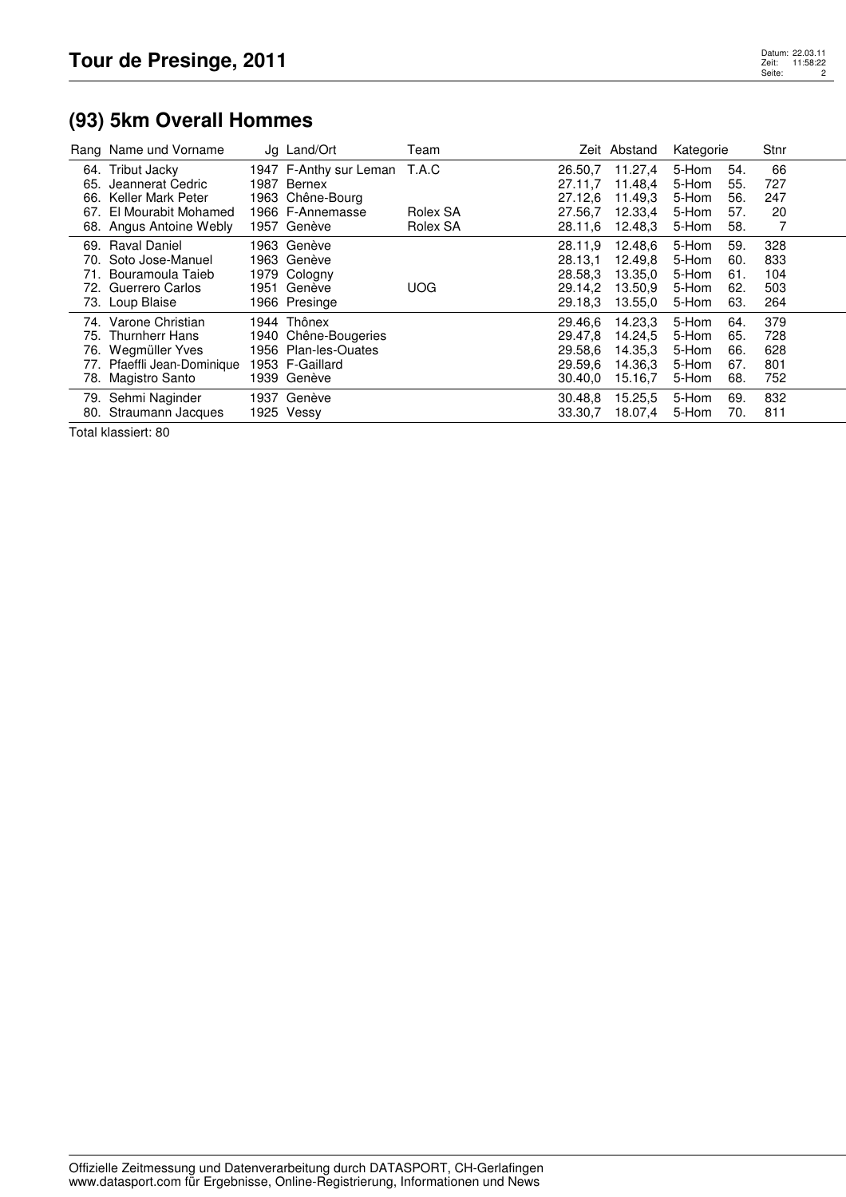## (93) 5km Overall Hommes

| Rang | Name und Vorname | Jg | Land/Ort | Team | Zeit | Abstand | Kategorie | | Stnr |
|---|---|---|---|---|---|---|---|---|---|
| 64. | Tribut Jacky | 1947 | F-Anthy sur Leman | T.A.C | 26.50,7 | 11.27,4 | 5-Hom | 54. | 66 |
| 65. | Jeannerat Cedric | 1987 | Bernex | | 27.11,7 | 11.48,4 | 5-Hom | 55. | 727 |
| 66. | Keller Mark Peter | 1963 | Chêne-Bourg | | 27.12,6 | 11.49,3 | 5-Hom | 56. | 247 |
| 67. | El Mourabit Mohamed | 1966 | F-Annemasse | Rolex SA | 27.56,7 | 12.33,4 | 5-Hom | 57. | 20 |
| 68. | Angus Antoine Webly | 1957 | Genève | Rolex SA | 28.11,6 | 12.48,3 | 5-Hom | 58. | 7 |
| 69. | Raval Daniel | 1963 | Genève | | 28.11,9 | 12.48,6 | 5-Hom | 59. | 328 |
| 70. | Soto Jose-Manuel | 1963 | Genève | | 28.13,1 | 12.49,8 | 5-Hom | 60. | 833 |
| 71. | Bouramoula Taieb | 1979 | Cologny | | 28.58,3 | 13.35,0 | 5-Hom | 61. | 104 |
| 72. | Guerrero Carlos | 1951 | Genève | UOG | 29.14,2 | 13.50,9 | 5-Hom | 62. | 503 |
| 73. | Loup Blaise | 1966 | Presinge | | 29.18,3 | 13.55,0 | 5-Hom | 63. | 264 |
| 74. | Varone Christian | 1944 | Thônex | | 29.46,6 | 14.23,3 | 5-Hom | 64. | 379 |
| 75. | Thurnherr Hans | 1940 | Chêne-Bougeries | | 29.47,8 | 14.24,5 | 5-Hom | 65. | 728 |
| 76. | Wegmüller Yves | 1956 | Plan-les-Ouates | | 29.58,6 | 14.35,3 | 5-Hom | 66. | 628 |
| 77. | Pfaeffli Jean-Dominique | 1953 | F-Gaillard | | 29.59,6 | 14.36,3 | 5-Hom | 67. | 801 |
| 78. | Magistro Santo | 1939 | Genève | | 30.40,0 | 15.16,7 | 5-Hom | 68. | 752 |
| 79. | Sehmi Naginder | 1937 | Genève | | 30.48,8 | 15.25,5 | 5-Hom | 69. | 832 |
| 80. | Straumann Jacques | 1925 | Vessy | | 33.30,7 | 18.07,4 | 5-Hom | 70. | 811 |

Total klassiert: 80